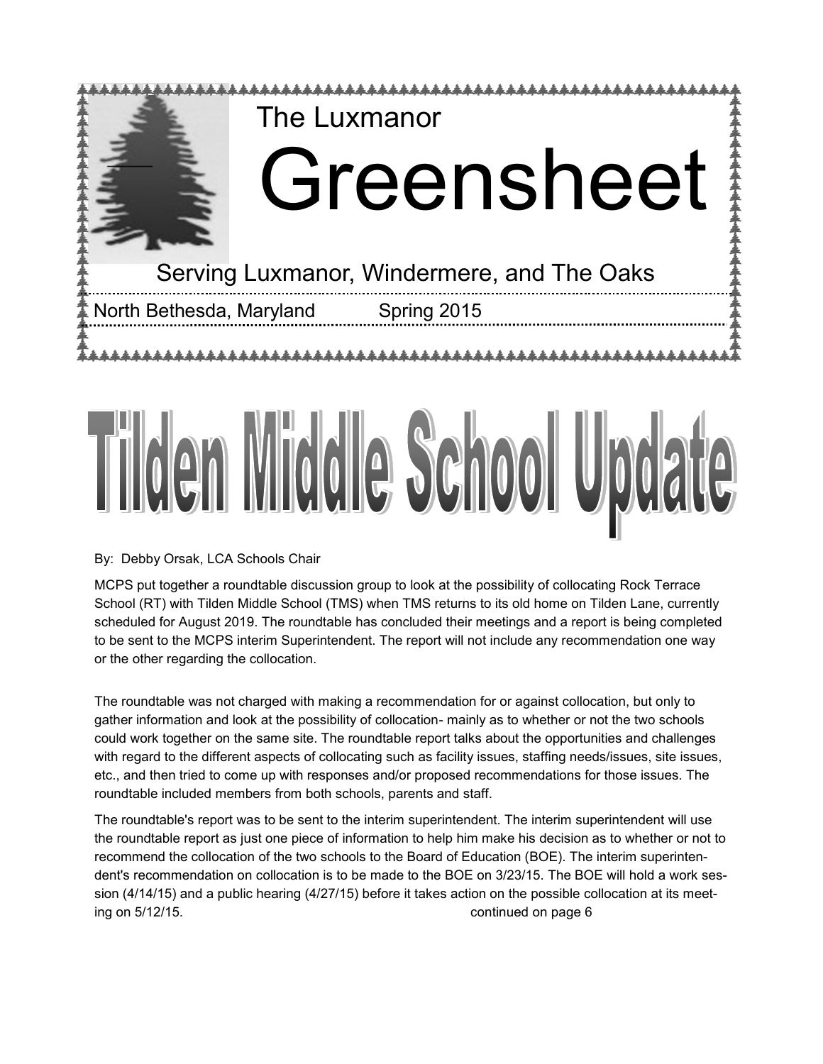# The Luxmanor Greensheet

Serving Luxmanor, Windermere, and The Oaks

North Bethesda, Maryland Spring 2015

# Tilden Middle School Update

By: Debby Orsak, LCA Schools Chair

MCPS put together a roundtable discussion group to look at the possibility of collocating Rock Terrace School (RT) with Tilden Middle School (TMS) when TMS returns to its old home on Tilden Lane, currently scheduled for August 2019. The roundtable has concluded their meetings and a report is being completed to be sent to the MCPS interim Superintendent. The report will not include any recommendation one way or the other regarding the collocation.

The roundtable was not charged with making a recommendation for or against collocation, but only to gather information and look at the possibility of collocation- mainly as to whether or not the two schools could work together on the same site. The roundtable report talks about the opportunities and challenges with regard to the different aspects of collocating such as facility issues, staffing needs/issues, site issues, etc., and then tried to come up with responses and/or proposed recommendations for those issues. The roundtable included members from both schools, parents and staff.

The roundtable's report was to be sent to the interim superintendent. The interim superintendent will use the roundtable report as just one piece of information to help him make his decision as to whether or not to recommend the collocation of the two schools to the Board of Education (BOE). The interim superintendent's recommendation on collocation is to be made to the BOE on 3/23/15. The BOE will hold a work session (4/14/15) and a public hearing (4/27/15) before it takes action on the possible collocation at its meeting on 5/12/15. continued on page 6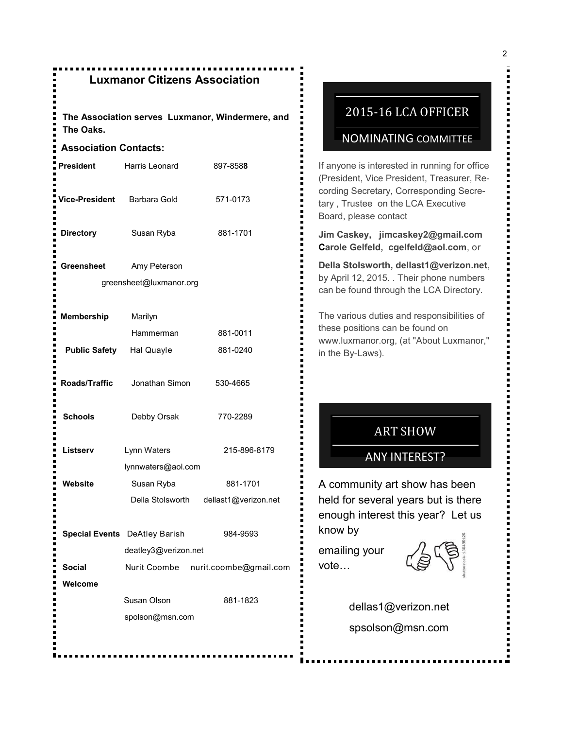## Luxmanor Citizens Association

**The Association serves Luxmanor, Windermere, and The Oaks.**

**Association Contacts:**

| | | |
|---|---|---|
| **President** | Harris Leonard | 897-8588 |
| **Vice-President** | Barbara Gold | 571-0173 |
| **Directory** | Susan Ryba | 881-1701 |
| **Greensheet** | Amy Peterson greensheet@luxmanor.org | |
| **Membership** | Marilyn Hammerman | 881-0011 |
| **Public Safety** | Hal Quayle | 881-0240 |
| **Roads/Traffic** | Jonathan Simon | 530-4665 |
| **Schools** | Debby Orsak | 770-2289 |
| **Listserv** | Lynn Waters lynnwaters@aol.com | 215-896-8179 |
| **Website** | Susan Ryba | 881-1701 |
| | Della Stolsworth | dellast1@verizon.net |
| **Special Events** | DeAtley Barish deatley3@verizon.net | 984-9593 |
| **Social** | Nurit Coombe | nurit.coombe@gmail.com |
| **Welcome** | Susan Olson spolson@msn.com | 881-1823 |

## 2015-16 LCA OFFICER NOMINATING COMMITTEE

If anyone is interested in running for office (President, Vice President, Treasurer, Recording Secretary, Corresponding Secretary , Trustee on the LCA Executive Board, please contact

**Jim Caskey, jimcaskey2@gmail.com**
**Carole Gelfeld, cgelfeld@aol.com**, or

**Della Stolsworth, dellast1@verizon.net**, by April 12, 2015. . Their phone numbers can be found through the LCA Directory.

The various duties and responsibilities of these positions can be found on www.luxmanor.org, (at "About Luxmanor," in the By-Laws).

## ART SHOW ANY INTEREST?

A community art show has been held for several years but is there enough interest this year? Let us know by

emailing your vote…

dellas1@verizon.net

spsolson@msn.com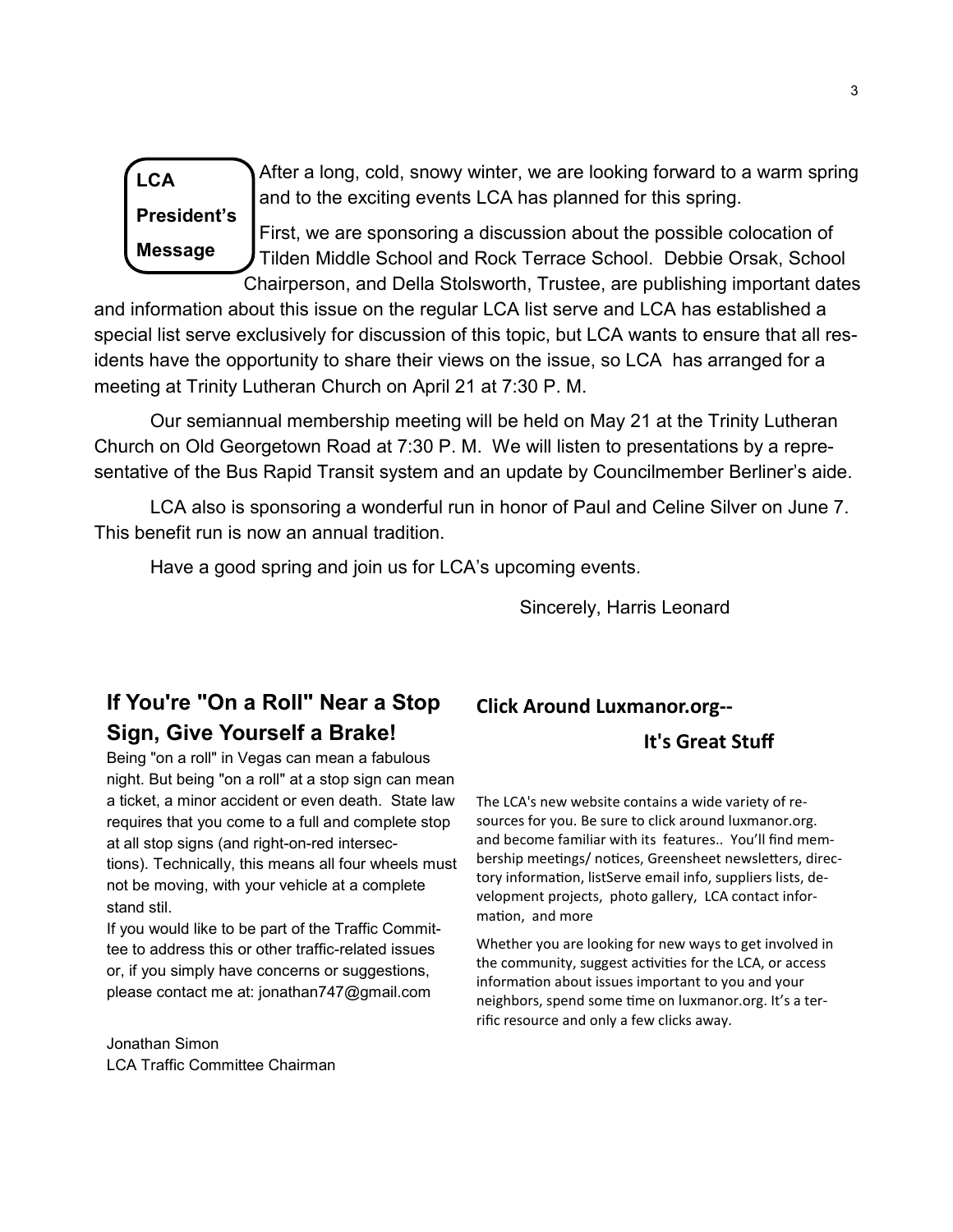## LCA President's Message

After a long, cold, snowy winter, we are looking forward to a warm spring and to the exciting events LCA has planned for this spring.

First, we are sponsoring a discussion about the possible colocation of Tilden Middle School and Rock Terrace School. Debbie Orsak, School Chairperson, and Della Stolsworth, Trustee, are publishing important dates and information about this issue on the regular LCA list serve and LCA has established a special list serve exclusively for discussion of this topic, but LCA wants to ensure that all residents have the opportunity to share their views on the issue, so LCA has arranged for a meeting at Trinity Lutheran Church on April 21 at 7:30 P. M.

Our semiannual membership meeting will be held on May 21 at the Trinity Lutheran Church on Old Georgetown Road at 7:30 P. M. We will listen to presentations by a representative of the Bus Rapid Transit system and an update by Councilmember Berliner's aide.

LCA also is sponsoring a wonderful run in honor of Paul and Celine Silver on June 7. This benefit run is now an annual tradition.

Have a good spring and join us for LCA's upcoming events.

Sincerely, Harris Leonard

## If You're "On a Roll" Near a Stop Sign, Give Yourself a Brake!

Being "on a roll" in Vegas can mean a fabulous night. But being "on a roll" at a stop sign can mean a ticket, a minor accident or even death. State law requires that you come to a full and complete stop at all stop signs (and right-on-red intersections). Technically, this means all four wheels must not be moving, with your vehicle at a complete stand stil.

If you would like to be part of the Traffic Committee to address this or other traffic-related issues or, if you simply have concerns or suggestions, please contact me at: jonathan747@gmail.com

Jonathan Simon
LCA Traffic Committee Chairman

## Click Around Luxmanor.org-- It's Great Stuff

The LCA's new website contains a wide variety of resources for you. Be sure to click around luxmanor.org. and become familiar with its features.. You'll find membership meetings/ notices, Greensheet newsletters, directory information, listServe email info, suppliers lists, development projects, photo gallery, LCA contact information, and more

Whether you are looking for new ways to get involved in the community, suggest activities for the LCA, or access information about issues important to you and your neighbors, spend some time on luxmanor.org. It's a terrific resource and only a few clicks away.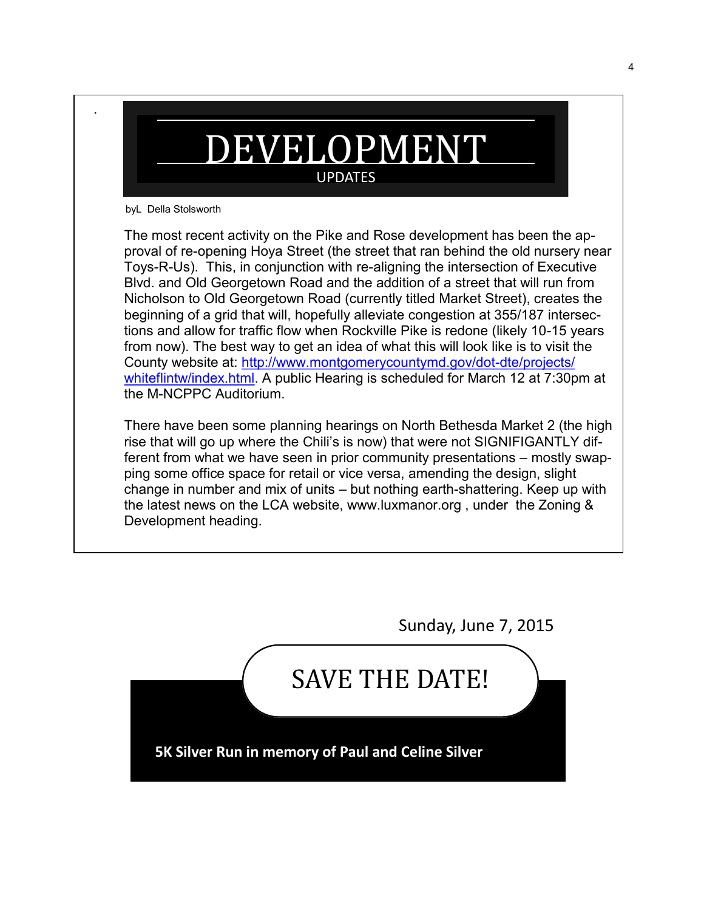# DEVELOPMENT

UPDATES

byL Della Stolsworth

The most recent activity on the Pike and Rose development has been the approval of re-opening Hoya Street (the street that ran behind the old nursery near Toys-R-Us). This, in conjunction with re-aligning the intersection of Executive Blvd. and Old Georgetown Road and the addition of a street that will run from Nicholson to Old Georgetown Road (currently titled Market Street), creates the beginning of a grid that will, hopefully alleviate congestion at 355/187 intersections and allow for traffic flow when Rockville Pike is redone (likely 10-15 years from now). The best way to get an idea of what this will look like is to visit the County website at: [http://www.montgomerycountymd.gov/dot-dte/projects/whiteflintw/index.html](http://www.montgomerycountymd.gov/dot-dte/projects/whiteflintw/index.html). A public Hearing is scheduled for March 12 at 7:30pm at the M-NCPPC Auditorium.

There have been some planning hearings on North Bethesda Market 2 (the high rise that will go up where the Chili's is now) that were not SIGNIFIGANTLY different from what we have seen in prior community presentations – mostly swapping some office space for retail or vice versa, amending the design, slight change in number and mix of units – but nothing earth-shattering. Keep up with the latest news on the LCA website, www.luxmanor.org , under the Zoning & Development heading.

Sunday, June 7, 2015

## SAVE THE DATE!

**5K Silver Run in memory of Paul and Celine Silver**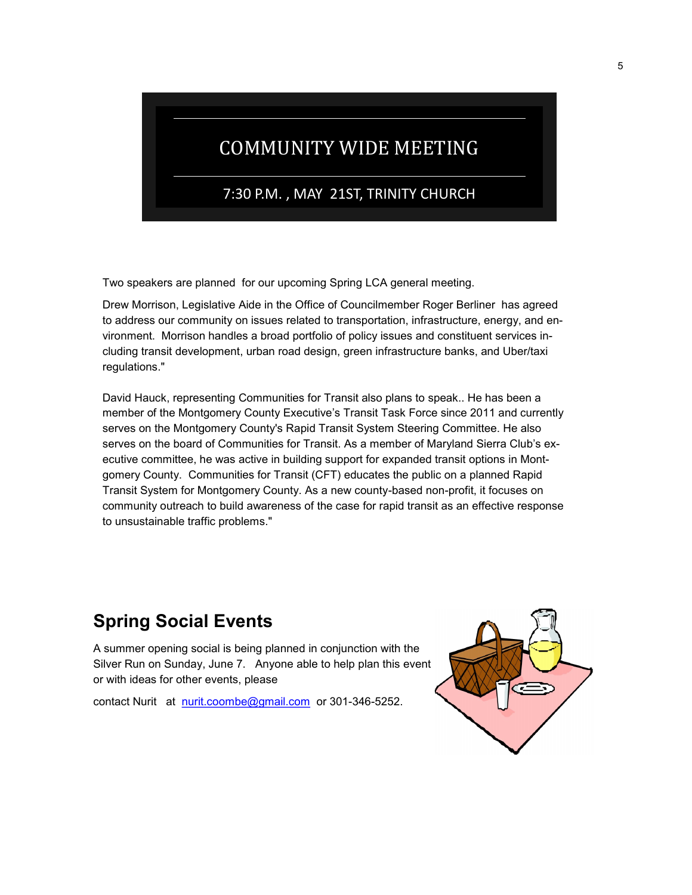## COMMUNITY WIDE MEETING

7:30 P.M. , MAY 21ST, TRINITY CHURCH

Two speakers are planned for our upcoming Spring LCA general meeting.

Drew Morrison, Legislative Aide in the Office of Councilmember Roger Berliner has agreed to address our community on issues related to transportation, infrastructure, energy, and environment. Morrison handles a broad portfolio of policy issues and constituent services including transit development, urban road design, green infrastructure banks, and Uber/taxi regulations."

David Hauck, representing Communities for Transit also plans to speak.. He has been a member of the Montgomery County Executive's Transit Task Force since 2011 and currently serves on the Montgomery County's Rapid Transit System Steering Committee. He also serves on the board of Communities for Transit. As a member of Maryland Sierra Club's executive committee, he was active in building support for expanded transit options in Montgomery County. Communities for Transit (CFT) educates the public on a planned Rapid Transit System for Montgomery County. As a new county-based non-profit, it focuses on community outreach to build awareness of the case for rapid transit as an effective response to unsustainable traffic problems."

## Spring Social Events

A summer opening social is being planned in conjunction with the Silver Run on Sunday, June 7. Anyone able to help plan this event or with ideas for other events, please

contact Nurit at nurit.coombe@gmail.com or 301-346-5252.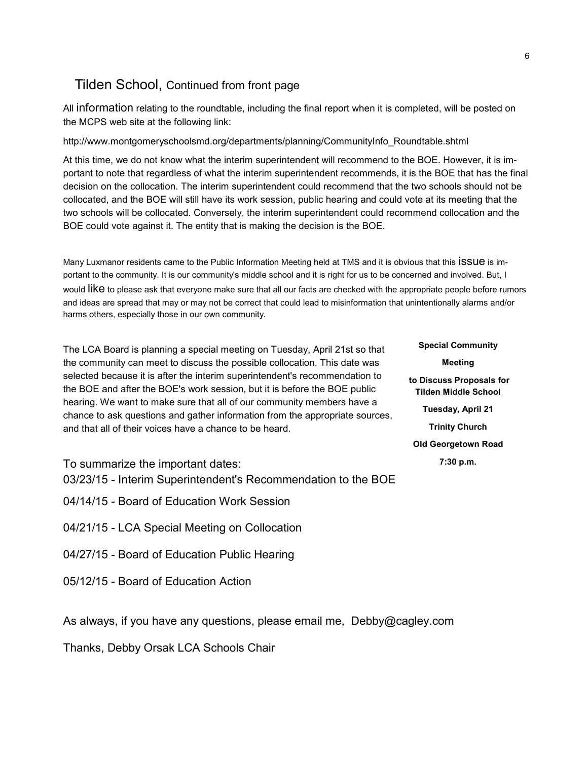## Tilden School, Continued from front page

All information relating to the roundtable, including the final report when it is completed, will be posted on the MCPS web site at the following link:

http://www.montgomeryschoolsmd.org/departments/planning/CommunityInfo_Roundtable.shtml

At this time, we do not know what the interim superintendent will recommend to the BOE. However, it is important to note that regardless of what the interim superintendent recommends, it is the BOE that has the final decision on the collocation. The interim superintendent could recommend that the two schools should not be collocated, and the BOE will still have its work session, public hearing and could vote at its meeting that the two schools will be collocated. Conversely, the interim superintendent could recommend collocation and the BOE could vote against it. The entity that is making the decision is the BOE.

Many Luxmanor residents came to the Public Information Meeting held at TMS and it is obvious that this issue is important to the community. It is our community's middle school and it is right for us to be concerned and involved. But, I would like to please ask that everyone make sure that all our facts are checked with the appropriate people before rumors and ideas are spread that may or may not be correct that could lead to misinformation that unintentionally alarms and/or harms others, especially those in our own community.

The LCA Board is planning a special meeting on Tuesday, April 21st so that the community can meet to discuss the possible collocation. This date was selected because it is after the interim superintendent's recommendation to the BOE and after the BOE's work session, but it is before the BOE public hearing. We want to make sure that all of our community members have a chance to ask questions and gather information from the appropriate sources, and that all of their voices have a chance to be heard.

**Special Community Meeting**

**to Discuss Proposals for Tilden Middle School**

**Tuesday, April 21**

**Trinity Church**

**Old Georgetown Road**

**7:30 p.m.**

To summarize the important dates:

03/23/15 - Interim Superintendent's Recommendation to the BOE

04/14/15 - Board of Education Work Session

04/21/15 - LCA Special Meeting on Collocation

04/27/15 - Board of Education Public Hearing

05/12/15 - Board of Education Action

As always, if you have any questions, please email me, Debby@cagley.com

Thanks, Debby Orsak LCA Schools Chair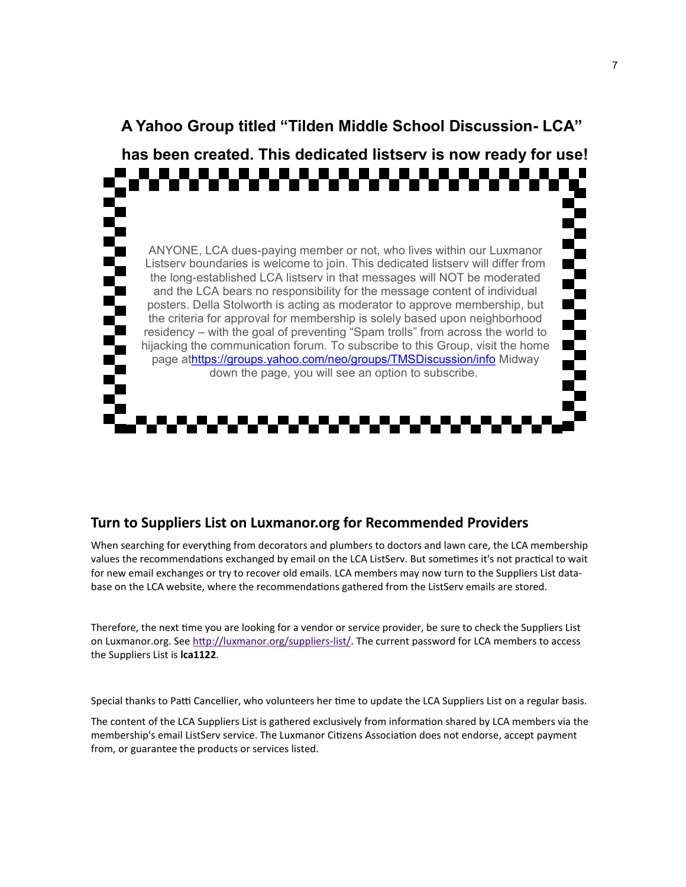## A Yahoo Group titled "Tilden Middle School Discussion- LCA" has been created. This dedicated listserv is now ready for use!

ANYONE, LCA dues-paying member or not, who lives within our Luxmanor Listserv boundaries is welcome to join. This dedicated listserv will differ from the long-established LCA listserv in that messages will NOT be moderated and the LCA bears no responsibility for the message content of individual posters. Della Stolworth is acting as moderator to approve membership, but the criteria for approval for membership is solely based upon neighborhood residency – with the goal of preventing "Spam trolls" from across the world to hijacking the communication forum. To subscribe to this Group, visit the home page athttps://groups.yahoo.com/neo/groups/TMSDiscussion/info Midway down the page, you will see an option to subscribe.

## Turn to Suppliers List on Luxmanor.org for Recommended Providers

When searching for everything from decorators and plumbers to doctors and lawn care, the LCA membership values the recommendations exchanged by email on the LCA ListServ. But sometimes it's not practical to wait for new email exchanges or try to recover old emails. LCA members may now turn to the Suppliers List database on the LCA website, where the recommendations gathered from the ListServ emails are stored.

Therefore, the next time you are looking for a vendor or service provider, be sure to check the Suppliers List on Luxmanor.org. See http://luxmanor.org/suppliers-list/. The current password for LCA members to access the Suppliers List is **lca1122**.

Special thanks to Patti Cancellier, who volunteers her time to update the LCA Suppliers List on a regular basis.

The content of the LCA Suppliers List is gathered exclusively from information shared by LCA members via the membership's email ListServ service. The Luxmanor Citizens Association does not endorse, accept payment from, or guarantee the products or services listed.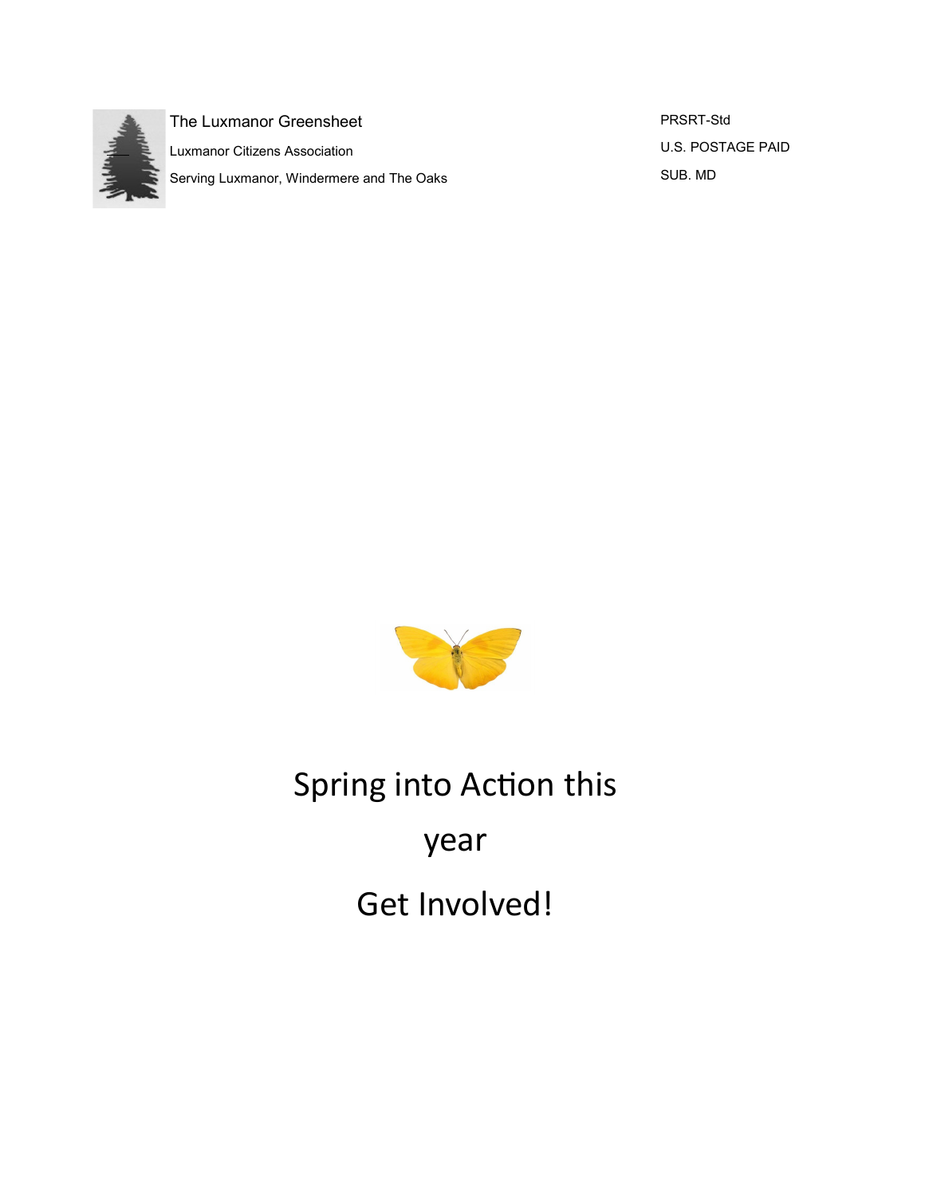The Luxmanor Greensheet

Luxmanor Citizens Association

Serving Luxmanor, Windermere and The Oaks

PRSRT-Std

U.S. POSTAGE PAID

SUB. MD

Spring into Action this year

Get Involved!